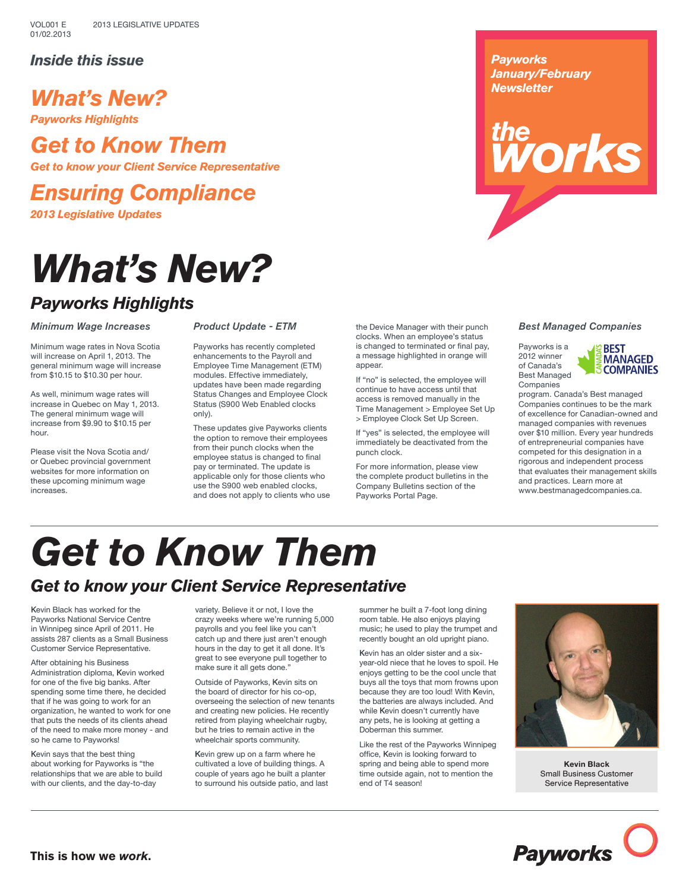VOL001 E 2013 LEGISLATIVE UPDATES
01/02.2013

*Inside this issue*

**What's New?**
*Payworks Highlights*

**Get to Know Them**
*Get to know your Client Service Representative*

**Ensuring Compliance**
*2013 Legislative Updates*

*Payworks January/February Newsletter*

**the works**

# What's New?

## Payworks Highlights

### Minimum Wage Increases

Minimum wage rates in Nova Scotia will increase on April 1, 2013. The general minimum wage will increase from $10.15 to $10.30 per hour.

As well, minimum wage rates will increase in Quebec on May 1, 2013. The general minimum wage will increase from $9.90 to $10.15 per hour.

Please visit the Nova Scotia and/or Quebec provincial government websites for more information on these upcoming minimum wage increases.

### Product Update - ETM

Payworks has recently completed enhancements to the Payroll and Employee Time Management (ETM) modules. Effective immediately, updates have been made regarding Status Changes and Employee Clock Status (S900 Web Enabled clocks only).

These updates give Payworks clients the option to remove their employees from their punch clocks when the employee status is changed to final pay or terminated. The update is applicable only for those clients who use the S900 web enabled clocks, and does not apply to clients who use the Device Manager with their punch clocks. When an employee's status is changed to terminated or final pay, a message highlighted in orange will appear.

If "no" is selected, the employee will continue to have access until that access is removed manually in the Time Management > Employee Set Up > Employee Clock Set Up Screen.

If "yes" is selected, the employee will immediately be deactivated from the punch clock.

For more information, please view the complete product bulletins in the Company Bulletins section of the Payworks Portal Page.

### Best Managed Companies

Payworks is a 2012 winner of Canada's Best Managed Companies program. Canada's Best managed Companies continues to be the mark of excellence for Canadian-owned and managed companies with revenues over $10 million. Every year hundreds of entrepreneurial companies have competed for this designation in a rigorous and independent process that evaluates their management skills and practices. Learn more at www.bestmanagedcompanies.ca.

# Get to Know Them

## Get to know your Client Service Representative

Kevin Black has worked for the Payworks National Service Centre in Winnipeg since April of 2011. He assists 287 clients as a Small Business Customer Service Representative.

After obtaining his Business Administration diploma, Kevin worked for one of the five big banks. After spending some time there, he decided that if he was going to work for an organization, he wanted to work for one that puts the needs of its clients ahead of the need to make more money - and so he came to Payworks!

Kevin says that the best thing about working for Payworks is "the relationships that we are able to build with our clients, and the day-to-day variety. Believe it or not, I love the crazy weeks where we're running 5,000 payrolls and you feel like you can't catch up and there just aren't enough hours in the day to get it all done. It's great to see everyone pull together to make sure it all gets done."

Outside of Payworks, Kevin sits on the board of director for his co-op, overseeing the selection of new tenants and creating new policies. He recently retired from playing wheelchair rugby, but he tries to remain active in the wheelchair sports community.

Kevin grew up on a farm where he cultivated a love of building things. A couple of years ago he built a planter to surround his outside patio, and last summer he built a 7-foot long dining room table. He also enjoys playing music; he used to play the trumpet and recently bought an old upright piano.

Kevin has an older sister and a six-year-old niece that he loves to spoil. He enjoys getting to be the cool uncle that buys all the toys that mom frowns upon because they are too loud! With Kevin, the batteries are always included. And while Kevin doesn't currently have any pets, he is looking at getting a Doberman this summer.

Like the rest of the Payworks Winnipeg office, Kevin is looking forward to spring and being able to spend more time outside again, not to mention the end of T4 season!

**Kevin Black**
Small Business Customer Service Representative

**This is how we *work*.**

Payworks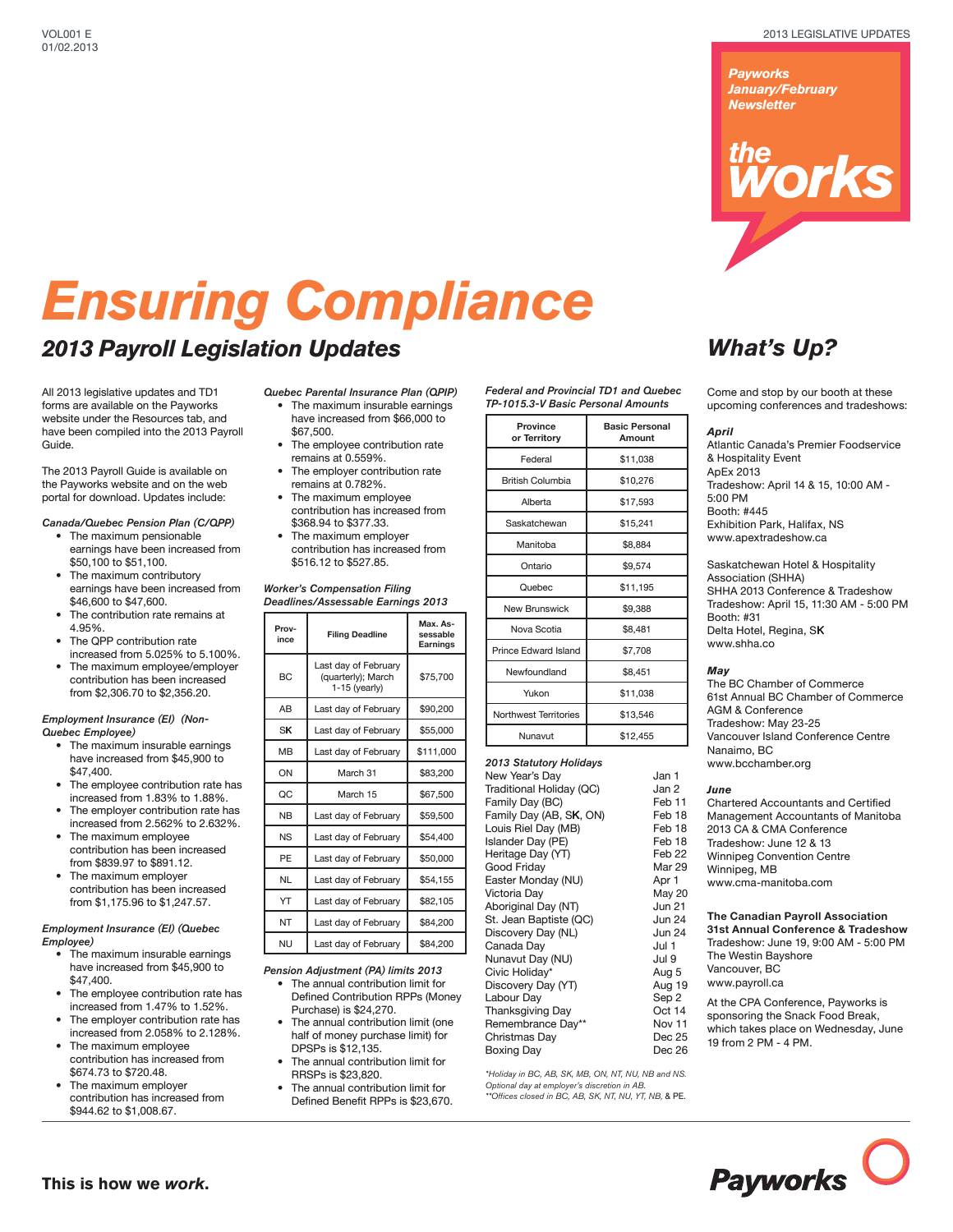VOL001 E
01/02.2013

2013 LEGISLATIVE UPDATES

*Payworks January/February Newsletter*

**the works**

# Ensuring Compliance

## 2013 Payroll Legislation Updates

All 2013 legislative updates and TD1 forms are available on the Payworks website under the Resources tab, and have been compiled into the 2013 Payroll Guide.

The 2013 Payroll Guide is available on the Payworks website and on the web portal for download. Updates include:

*Canada/Quebec Pension Plan (C/QPP)*

- The maximum pensionable earnings have been increased from $50,100 to $51,100.
- The maximum contributory earnings have been increased from $46,600 to $47,600.
- The contribution rate remains at 4.95%.
- The QPP contribution rate increased from 5.025% to 5.100%.
- The maximum employee/employer contribution has been increased from $2,306.70 to $2,356.20.

*Employment Insurance (EI) (Non-Quebec Employee)*

- The maximum insurable earnings have increased from $45,900 to $47,400.
- The employee contribution rate has increased from 1.83% to 1.88%.
- The employer contribution rate has increased from 2.562% to 2.632%.
- The maximum employee contribution has been increased from $839.97 to $891.12.
- The maximum employer contribution has been increased from $1,175.96 to $1,247.57.

*Employment Insurance (EI) (Quebec Employee)*

- The maximum insurable earnings have increased from $45,900 to $47,400.
- The employee contribution rate has increased from 1.47% to 1.52%.
- The employer contribution rate has increased from 2.058% to 2.128%.
- The maximum employee contribution has increased from $674.73 to $720.48.
- The maximum employer contribution has increased from $944.62 to $1,008.67.

*Quebec Parental Insurance Plan (QPIP)*

- The maximum insurable earnings have increased from $66,000 to $67,500.
- The employee contribution rate remains at 0.559%.
- The employer contribution rate remains at 0.782%.
- The maximum employee contribution has increased from $368.94 to $377.33.
- The maximum employer contribution has increased from $516.12 to $527.85.

*Worker's Compensation Filing Deadlines/Assessable Earnings 2013*

| Province | Filing Deadline | Max. Assessable Earnings |
|---|---|---|
| BC | Last day of February (quarterly); March 1-15 (yearly) | $75,700 |
| AB | Last day of February | $90,200 |
| SK | Last day of February | $55,000 |
| MB | Last day of February | $111,000 |
| ON | March 31 | $83,200 |
| QC | March 15 | $67,500 |
| NB | Last day of February | $59,500 |
| NS | Last day of February | $54,400 |
| PE | Last day of February | $50,000 |
| NL | Last day of February | $54,155 |
| YT | Last day of February | $82,105 |
| NT | Last day of February | $84,200 |
| NU | Last day of February | $84,200 |

*Pension Adjustment (PA) limits 2013*

- The annual contribution limit for Defined Contribution RPPs (Money Purchase) is $24,270.
- The annual contribution limit (one half of money purchase limit) for DPSPs is $12,135.
- The annual contribution limit for RRSPs is $23,820.
- The annual contribution limit for Defined Benefit RPPs is $23,670.

*Federal and Provincial TD1 and Quebec TP-1015.3-V Basic Personal Amounts*

| Province or Territory | Basic Personal Amount |
|---|---|
| Federal | $11,038 |
| British Columbia | $10,276 |
| Alberta | $17,593 |
| Saskatchewan | $15,241 |
| Manitoba | $8,884 |
| Ontario | $9,574 |
| Quebec | $11,195 |
| New Brunswick | $9,388 |
| Nova Scotia | $8,481 |
| Prince Edward Island | $7,708 |
| Newfoundland | $8,451 |
| Yukon | $11,038 |
| Northwest Territories | $13,546 |
| Nunavut | $12,455 |

*2013 Statutory Holidays*

| | |
|---|---|
| New Year's Day | Jan 1 |
| Traditional Holiday (QC) | Jan 2 |
| Family Day (BC) | Feb 11 |
| Family Day (AB, SK, ON) | Feb 18 |
| Louis Riel Day (MB) | Feb 18 |
| Islander Day (PE) | Feb 18 |
| Heritage Day (YT) | Feb 22 |
| Good Friday | Mar 29 |
| Easter Monday (NU) | Apr 1 |
| Victoria Day | May 20 |
| Aboriginal Day (NT) | Jun 21 |
| St. Jean Baptiste (QC) | Jun 24 |
| Discovery Day (NL) | Jun 24 |
| Canada Day | Jul 1 |
| Nunavut Day (NU) | Jul 9 |
| Civic Holiday* | Aug 5 |
| Discovery Day (YT) | Aug 19 |
| Labour Day | Sep 2 |
| Thanksgiving Day | Oct 14 |
| Remembrance Day** | Nov 11 |
| Christmas Day | Dec 25 |
| Boxing Day | Dec 26 |

*\*Holiday in BC, AB, SK, MB, ON, NT, NU, NB and NS. Optional day at employer's discretion in AB.*
*\*\*Offices closed in BC, AB, SK, NT, NU, YT, NB, & PE.*

## What's Up?

Come and stop by our booth at these upcoming conferences and tradeshows:

***April***

Atlantic Canada's Premier Foodservice & Hospitality Event
ApEx 2013
Tradeshow: April 14 & 15, 10:00 AM - 5:00 PM
Booth: #445
Exhibition Park, Halifax, NS
www.apextradeshow.ca

Saskatchewan Hotel & Hospitality Association (SHHA)
SHHA 2013 Conference & Tradeshow
Tradeshow: April 15, 11:30 AM - 5:00 PM
Booth: #31
Delta Hotel, Regina, SK
www.shha.co

***May***

The BC Chamber of Commerce
61st Annual BC Chamber of Commerce AGM & Conference
Tradeshow: May 23-25
Vancouver Island Conference Centre
Nanaimo, BC
www.bcchamber.org

***June***

Chartered Accountants and Certified Management Accountants of Manitoba
2013 CA & CMA Conference
Tradeshow: June 12 & 13
Winnipeg Convention Centre
Winnipeg, MB
www.cma-manitoba.com

**The Canadian Payroll Association 31st Annual Conference & Tradeshow**
Tradeshow: June 19, 9:00 AM - 5:00 PM
The Westin Bayshore
Vancouver, BC
www.payroll.ca

At the CPA Conference, Payworks is sponsoring the Snack Food Break, which takes place on Wednesday, June 19 from 2 PM - 4 PM.

**This is how we *work*.**

Payworks